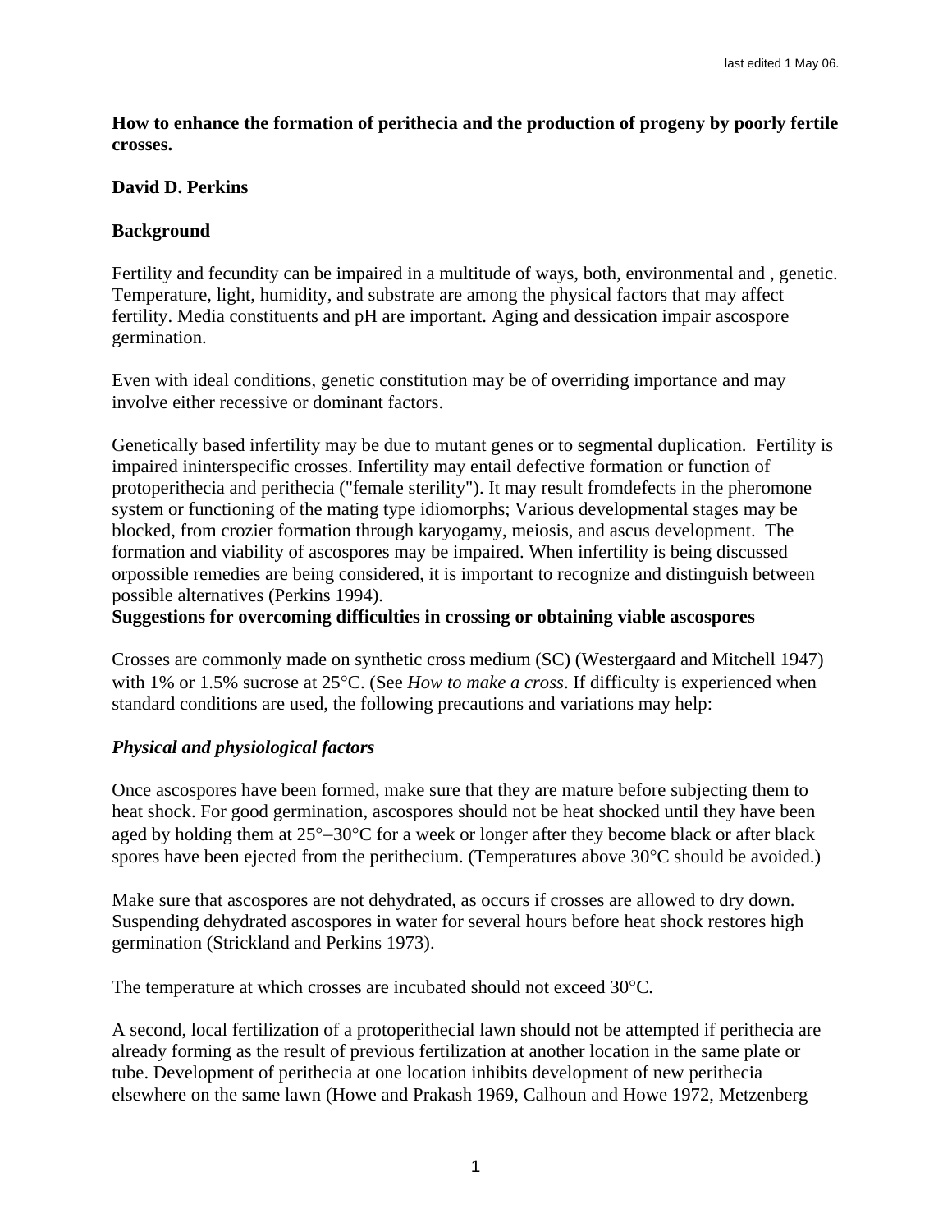last edited 1 May 06.

**How to enhance the formation of perithecia and the production of progeny by poorly fertile crosses.**

**David D. Perkins**

**Background**

Fertility and fecundity can be impaired in a multitude of ways, both, environmental and , genetic. Temperature, light, humidity, and substrate are among the physical factors that may affect fertility. Media constituents and pH are important. Aging and dessication impair ascospore germination.

Even with ideal conditions, genetic constitution may be of overriding importance and may involve either recessive or dominant factors.

Genetically based infertility may be due to mutant genes or to segmental duplication. Fertility is impaired ininterspecific crosses. Infertility may entail defective formation or function of protoperithecia and perithecia ("female sterility"). It may result fromdefects in the pheromone system or functioning of the mating type idiomorphs; Various developmental stages may be blocked, from crozier formation through karyogamy, meiosis, and ascus development. The formation and viability of ascospores may be impaired. When infertility is being discussed orpossible remedies are being considered, it is important to recognize and distinguish between possible alternatives (Perkins 1994).

**Suggestions for overcoming difficulties in crossing or obtaining viable ascospores**

Crosses are commonly made on synthetic cross medium (SC) (Westergaard and Mitchell 1947) with 1% or 1.5% sucrose at 25°C. (See *How to make a cross*. If difficulty is experienced when standard conditions are used, the following precautions and variations may help:

***Physical and physiological factors***

Once ascospores have been formed, make sure that they are mature before subjecting them to heat shock. For good germination, ascospores should not be heat shocked until they have been aged by holding them at 25°–30°C for a week or longer after they become black or after black spores have been ejected from the perithecium. (Temperatures above 30°C should be avoided.)

Make sure that ascospores are not dehydrated, as occurs if crosses are allowed to dry down. Suspending dehydrated ascospores in water for several hours before heat shock restores high germination (Strickland and Perkins 1973).

The temperature at which crosses are incubated should not exceed 30°C.

A second, local fertilization of a protoperithecial lawn should not be attempted if perithecia are already forming as the result of previous fertilization at another location in the same plate or tube. Development of perithecia at one location inhibits development of new perithecia elsewhere on the same lawn (Howe and Prakash 1969, Calhoun and Howe 1972, Metzenberg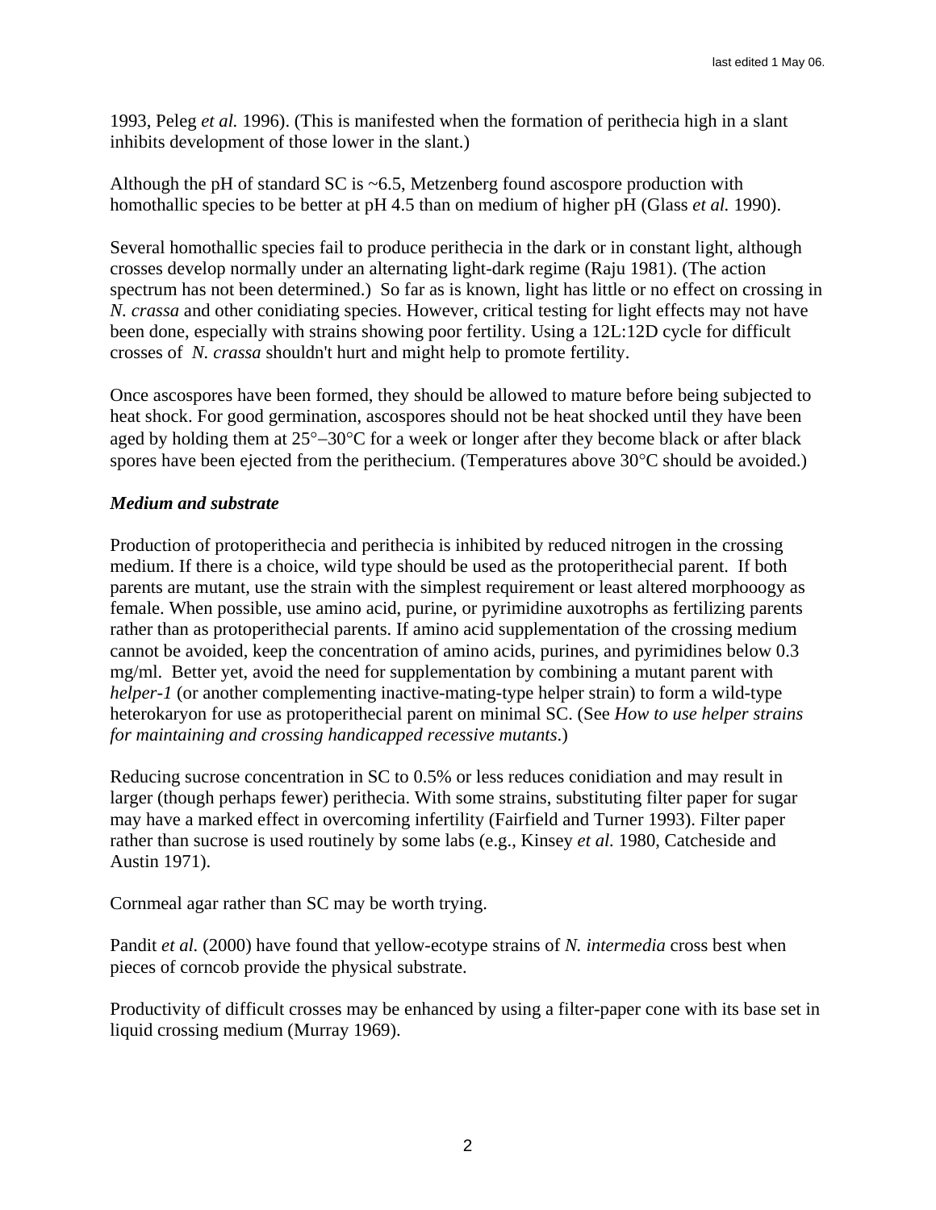1993, Peleg *et al.* 1996). (This is manifested when the formation of perithecia high in a slant inhibits development of those lower in the slant.)

Although the pH of standard SC is ~6.5, Metzenberg found ascospore production with homothallic species to be better at pH 4.5 than on medium of higher pH (Glass *et al.* 1990).

Several homothallic species fail to produce perithecia in the dark or in constant light, although crosses develop normally under an alternating light-dark regime (Raju 1981). (The action spectrum has not been determined.) So far as is known, light has little or no effect on crossing in *N. crassa* and other conidiating species. However, critical testing for light effects may not have been done, especially with strains showing poor fertility. Using a 12L:12D cycle for difficult crosses of *N. crassa* shouldn't hurt and might help to promote fertility.

Once ascospores have been formed, they should be allowed to mature before being subjected to heat shock. For good germination, ascospores should not be heat shocked until they have been aged by holding them at 25°–30°C for a week or longer after they become black or after black spores have been ejected from the perithecium. (Temperatures above 30°C should be avoided.)

***Medium and substrate***

Production of protoperithecia and perithecia is inhibited by reduced nitrogen in the crossing medium. If there is a choice, wild type should be used as the protoperithecial parent. If both parents are mutant, use the strain with the simplest requirement or least altered morphooogy as female. When possible, use amino acid, purine, or pyrimidine auxotrophs as fertilizing parents rather than as protoperithecial parents. If amino acid supplementation of the crossing medium cannot be avoided, keep the concentration of amino acids, purines, and pyrimidines below 0.3 mg/ml. Better yet, avoid the need for supplementation by combining a mutant parent with *helper-1* (or another complementing inactive-mating-type helper strain) to form a wild-type heterokaryon for use as protoperithecial parent on minimal SC. (See *How to use helper strains for maintaining and crossing handicapped recessive mutants*.)

Reducing sucrose concentration in SC to 0.5% or less reduces conidiation and may result in larger (though perhaps fewer) perithecia. With some strains, substituting filter paper for sugar may have a marked effect in overcoming infertility (Fairfield and Turner 1993). Filter paper rather than sucrose is used routinely by some labs (e.g., Kinsey *et al.* 1980, Catcheside and Austin 1971).

Cornmeal agar rather than SC may be worth trying.

Pandit *et al.* (2000) have found that yellow-ecotype strains of *N. intermedia* cross best when pieces of corncob provide the physical substrate.

Productivity of difficult crosses may be enhanced by using a filter-paper cone with its base set in liquid crossing medium (Murray 1969).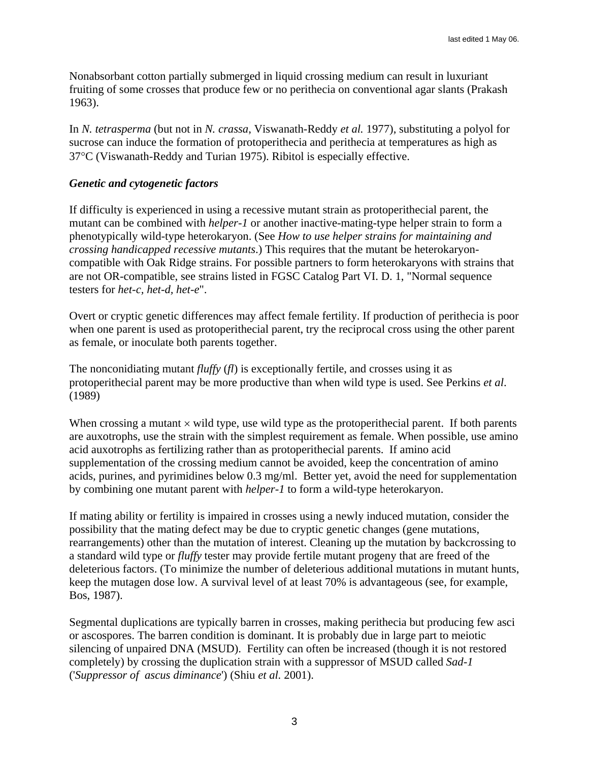Nonabsorbant cotton partially submerged in liquid crossing medium can result in luxuriant fruiting of some crosses that produce few or no perithecia on conventional agar slants (Prakash 1963).

In *N. tetrasperma* (but not in *N. crassa*, Viswanath-Reddy *et al.* 1977), substituting a polyol for sucrose can induce the formation of protoperithecia and perithecia at temperatures as high as 37°C (Viswanath-Reddy and Turian 1975). Ribitol is especially effective.

### *Genetic and cytogenetic factors*

If difficulty is experienced in using a recessive mutant strain as protoperithecial parent, the mutant can be combined with *helper-1* or another inactive-mating-type helper strain to form a phenotypically wild-type heterokaryon. (See *How to use helper strains for maintaining and crossing handicapped recessive mutants*.) This requires that the mutant be heterokaryon-compatible with Oak Ridge strains. For possible partners to form heterokaryons with strains that are not OR-compatible, see strains listed in FGSC Catalog Part VI. D. 1, "Normal sequence testers for *het-c, het-d, het-e*".

Overt or cryptic genetic differences may affect female fertility. If production of perithecia is poor when one parent is used as protoperithecial parent, try the reciprocal cross using the other parent as female, or inoculate both parents together.

The nonconidiating mutant *fluffy* (*fl*) is exceptionally fertile, and crosses using it as protoperithecial parent may be more productive than when wild type is used. See Perkins *et al*. (1989)

When crossing a mutant × wild type, use wild type as the protoperithecial parent. If both parents are auxotrophs, use the strain with the simplest requirement as female. When possible, use amino acid auxotrophs as fertilizing rather than as protoperithecial parents. If amino acid supplementation of the crossing medium cannot be avoided, keep the concentration of amino acids, purines, and pyrimidines below 0.3 mg/ml. Better yet, avoid the need for supplementation by combining one mutant parent with *helper-1* to form a wild-type heterokaryon.

If mating ability or fertility is impaired in crosses using a newly induced mutation, consider the possibility that the mating defect may be due to cryptic genetic changes (gene mutations, rearrangements) other than the mutation of interest. Cleaning up the mutation by backcrossing to a standard wild type or *fluffy* tester may provide fertile mutant progeny that are freed of the deleterious factors. (To minimize the number of deleterious additional mutations in mutant hunts, keep the mutagen dose low. A survival level of at least 70% is advantageous (see, for example, Bos, 1987).

Segmental duplications are typically barren in crosses, making perithecia but producing few asci or ascospores. The barren condition is dominant. It is probably due in large part to meiotic silencing of unpaired DNA (MSUD). Fertility can often be increased (though it is not restored completely) by crossing the duplication strain with a suppressor of MSUD called *Sad-1* ('*Suppressor of ascus diminance*') (Shiu *et al.* 2001).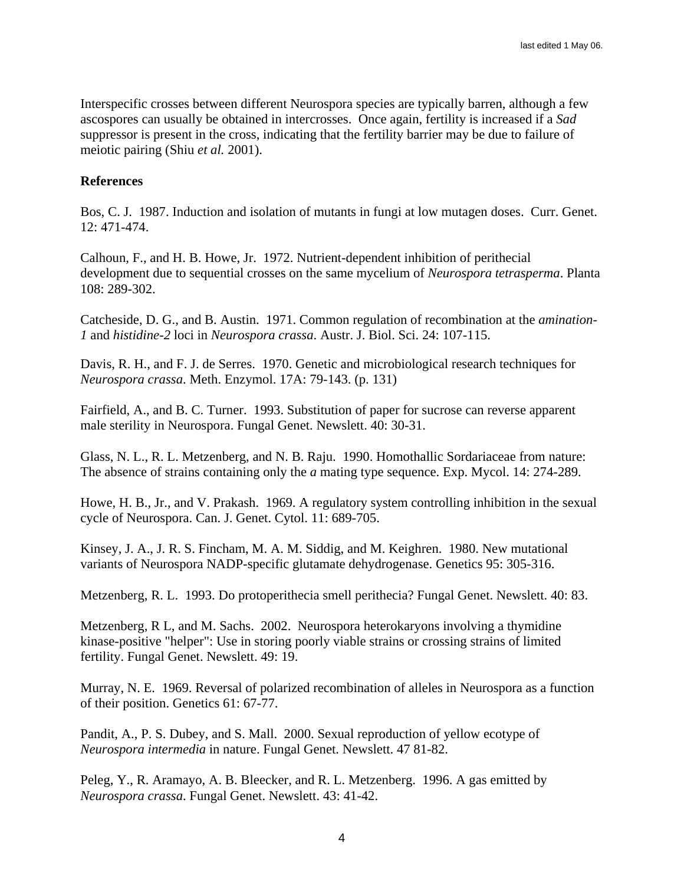Interspecific crosses between different Neurospora species are typically barren, although a few ascospores can usually be obtained in intercrosses. Once again, fertility is increased if a *Sad* suppressor is present in the cross, indicating that the fertility barrier may be due to failure of meiotic pairing (Shiu *et al.* 2001).

**References**

Bos, C. J. 1987. Induction and isolation of mutants in fungi at low mutagen doses. Curr. Genet. 12: 471-474.

Calhoun, F., and H. B. Howe, Jr. 1972. Nutrient-dependent inhibition of perithecial development due to sequential crosses on the same mycelium of *Neurospora tetrasperma*. Planta 108: 289-302.

Catcheside, D. G., and B. Austin. 1971. Common regulation of recombination at the *amination-1* and *histidine-2* loci in *Neurospora crassa.* Austr. J. Biol. Sci. 24: 107-115.

Davis, R. H., and F. J. de Serres. 1970. Genetic and microbiological research techniques for *Neurospora crassa*. Meth. Enzymol. 17A: 79-143. (p. 131)

Fairfield, A., and B. C. Turner. 1993. Substitution of paper for sucrose can reverse apparent male sterility in Neurospora. Fungal Genet. Newslett. 40: 30-31.

Glass, N. L., R. L. Metzenberg, and N. B. Raju. 1990. Homothallic Sordariaceae from nature: The absence of strains containing only the *a* mating type sequence. Exp. Mycol. 14: 274-289.

Howe, H. B., Jr., and V. Prakash. 1969. A regulatory system controlling inhibition in the sexual cycle of Neurospora. Can. J. Genet. Cytol. 11: 689-705.

Kinsey, J. A., J. R. S. Fincham, M. A. M. Siddig, and M. Keighren. 1980. New mutational variants of Neurospora NADP-specific glutamate dehydrogenase. Genetics 95: 305-316.

Metzenberg, R. L. 1993. Do protoperithecia smell perithecia? Fungal Genet. Newslett. 40: 83.

Metzenberg, R L, and M. Sachs. 2002. Neurospora heterokaryons involving a thymidine kinase-positive "helper": Use in storing poorly viable strains or crossing strains of limited fertility. Fungal Genet. Newslett. 49: 19.

Murray, N. E. 1969. Reversal of polarized recombination of alleles in Neurospora as a function of their position. Genetics 61: 67-77.

Pandit, A., P. S. Dubey, and S. Mall. 2000. Sexual reproduction of yellow ecotype of *Neurospora intermedia* in nature. Fungal Genet. Newslett. 47 81-82.

Peleg, Y., R. Aramayo, A. B. Bleecker, and R. L. Metzenberg. 1996. A gas emitted by *Neurospora crassa*. Fungal Genet. Newslett. 43: 41-42.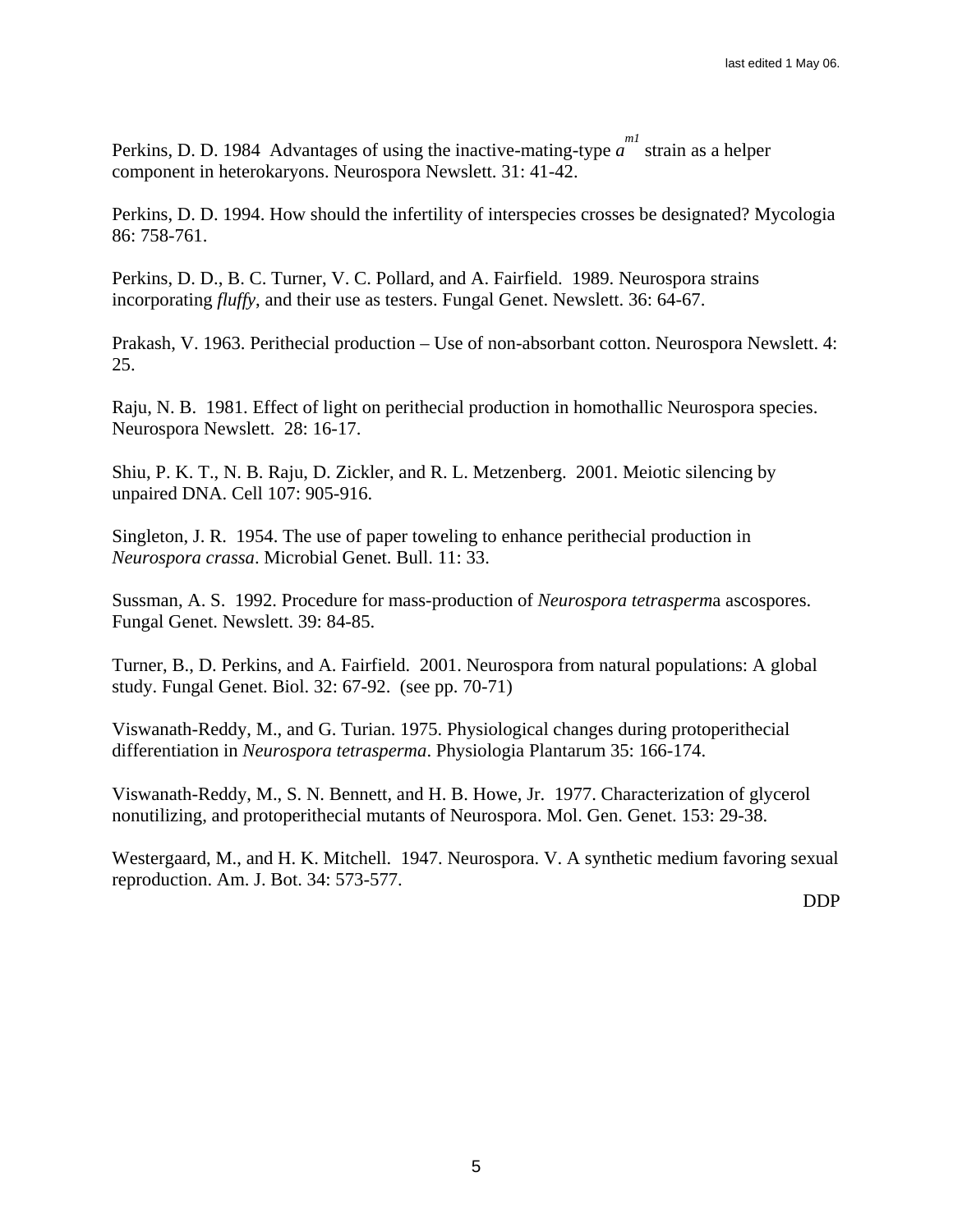Perkins, D. D. 1984 Advantages of using the inactive-mating-type *a*$^{m1}$ strain as a helper component in heterokaryons. Neurospora Newslett. 31: 41-42.

Perkins, D. D. 1994. How should the infertility of interspecies crosses be designated? Mycologia 86: 758-761.

Perkins, D. D., B. C. Turner, V. C. Pollard, and A. Fairfield. 1989. Neurospora strains incorporating *fluffy*, and their use as testers. Fungal Genet. Newslett. 36: 64-67.

Prakash, V. 1963. Perithecial production – Use of non-absorbant cotton. Neurospora Newslett. 4: 25.

Raju, N. B. 1981. Effect of light on perithecial production in homothallic Neurospora species. Neurospora Newslett. 28: 16-17.

Shiu, P. K. T., N. B. Raju, D. Zickler, and R. L. Metzenberg. 2001. Meiotic silencing by unpaired DNA. Cell 107: 905-916.

Singleton, J. R. 1954. The use of paper toweling to enhance perithecial production in *Neurospora crassa*. Microbial Genet. Bull. 11: 33.

Sussman, A. S. 1992. Procedure for mass-production of *Neurospora tetrasperm*a ascospores. Fungal Genet. Newslett. 39: 84-85.

Turner, B., D. Perkins, and A. Fairfield. 2001. Neurospora from natural populations: A global study. Fungal Genet. Biol. 32: 67-92. (see pp. 70-71)

Viswanath-Reddy, M., and G. Turian. 1975. Physiological changes during protoperithecial differentiation in *Neurospora tetrasperma*. Physiologia Plantarum 35: 166-174.

Viswanath-Reddy, M., S. N. Bennett, and H. B. Howe, Jr. 1977. Characterization of glycerol nonutilizing, and protoperithecial mutants of Neurospora. Mol. Gen. Genet. 153: 29-38.

Westergaard, M., and H. K. Mitchell. 1947. Neurospora. V. A synthetic medium favoring sexual reproduction. Am. J. Bot. 34: 573-577.

DDP